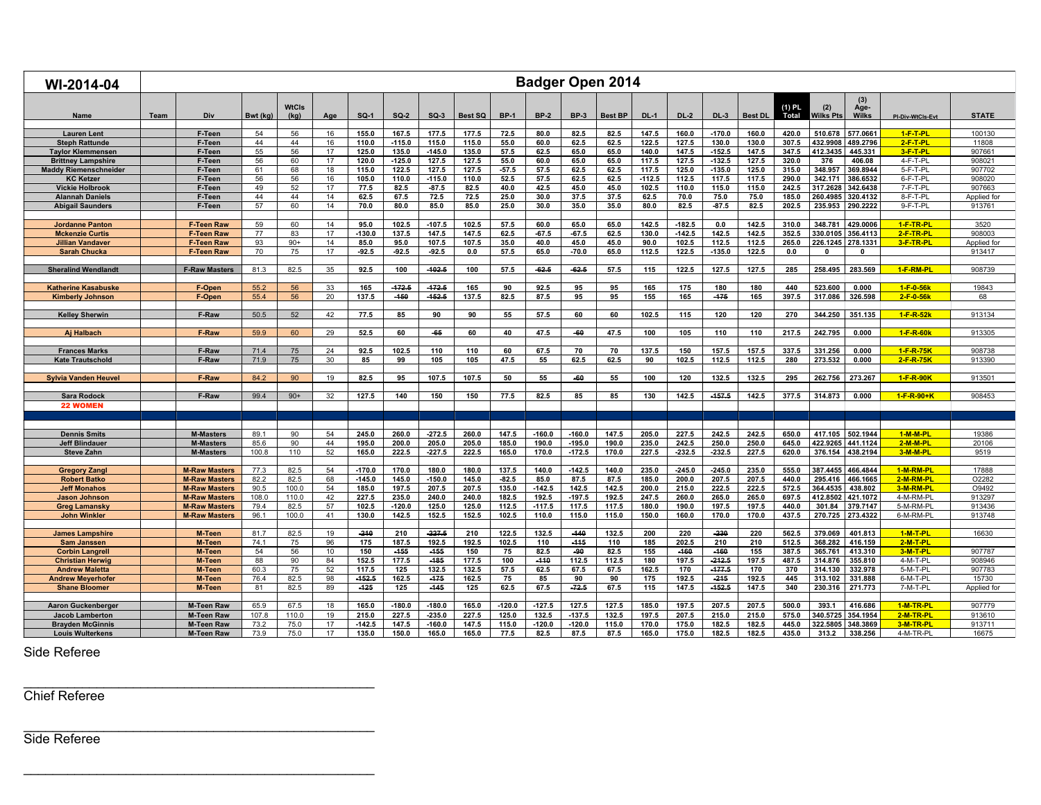# WI-2014-04

## Badger Open 2014

| Name | Team | Div | Bwt (kg) | WtCls (kg) | Age | SQ-1 | SQ-2 | SQ-3 | Best SQ | BP-1 | BP-2 | BP-3 | Best BP | DL-1 | DL-2 | DL-3 | Best DL | (1) PL Total | (2) Wilks Pts | (3) Age-Wilks | Pl-Div-WtCls-Evt | STATE |
|---|---|---|---|---|---|---|---|---|---|---|---|---|---|---|---|---|---|---|---|---|---|---|
| Lauren Lent | | F-Teen | 54 | 56 | 16 | 155.0 | 167.5 | 177.5 | 177.5 | 72.5 | 80.0 | 82.5 | 82.5 | 147.5 | 160.0 | -170.0 | 160.0 | 420.0 | 510.678 | 577.0661 | 1-F-T-PL | 100130 |
| Steph Rattunde | | F-Teen | 44 | 44 | 16 | 110.0 | -115.0 | 115.0 | 115.0 | 55.0 | 60.0 | 62.5 | 62.5 | 122.5 | 127.5 | 130.0 | 130.0 | 307.5 | 432.9908 | 489.2796 | 2-F-T-PL | 11808 |
| Taylor Klemmensen | | F-Teen | 55 | 56 | 17 | 125.0 | 135.0 | -145.0 | 135.0 | 57.5 | 62.5 | 65.0 | 65.0 | 140.0 | 147.5 | -152.5 | 147.5 | 347.5 | 412.3435 | 445.331 | 3-F-T-PL | 907661 |
| Brittney Lampshire | | F-Teen | 56 | 60 | 17 | 120.0 | -125.0 | 127.5 | 127.5 | 55.0 | 60.0 | 65.0 | 65.0 | 117.5 | 127.5 | -132.5 | 127.5 | 320.0 | 376 | 406.08 | 4-F-T-PL | 908021 |
| Maddy Riemenschneider | | F-Teen | 61 | 68 | 18 | 115.0 | 122.5 | 127.5 | 127.5 | -57.5 | 57.5 | 62.5 | 62.5 | 117.5 | 125.0 | -135.0 | 125.0 | 315.0 | 348.957 | 369.8944 | 5-F-T-PL | 907702 |
| KC Ketzer | | F-Teen | 56 | 56 | 16 | 105.0 | 110.0 | -115.0 | 110.0 | 52.5 | 57.5 | 62.5 | 62.5 | -112.5 | 112.5 | 117.5 | 117.5 | 290.0 | 342.171 | 386.6532 | 6-F-T-PL | 908020 |
| Vickie Holbrook | | F-Teen | 49 | 52 | 17 | 77.5 | 82.5 | -87.5 | 82.5 | 40.0 | 42.5 | 45.0 | 45.0 | 102.5 | 110.0 | 115.0 | 115.0 | 242.5 | 317.2628 | 342.6438 | 7-F-T-PL | 907663 |
| Alannah Daniels | | F-Teen | 44 | 44 | 14 | 62.5 | 67.5 | 72.5 | 72.5 | 25.0 | 30.0 | 37.5 | 37.5 | 62.5 | 70.0 | 75.0 | 75.0 | 185.0 | 260.4985 | 320.4132 | 8-F-T-PL | Applied for |
| Abigail Saunders | | F-Teen | 57 | 60 | 14 | 70.0 | 80.0 | 85.0 | 85.0 | 25.0 | 30.0 | 35.0 | 35.0 | 80.0 | 82.5 | -87.5 | 82.5 | 202.5 | 235.953 | 290.2222 | 9-F-T-PL | 913761 |
| | | | | | | | | | | | | | | | | | | | | | | |
| Jordanne Panton | | F-Teen Raw | 59 | 60 | 14 | 95.0 | 102.5 | -107.5 | 102.5 | 57.5 | 60.0 | 65.0 | 65.0 | 142.5 | -182.5 | 0.0 | 142.5 | 310.0 | 348.781 | 429.0006 | 1-F-TR-PL | 3520 |
| Mckenzie Curtis | | F-Teen Raw | 77 | 83 | 17 | -130.0 | 137.5 | 147.5 | 147.5 | 62.5 | -67.5 | -67.5 | 62.5 | 130.0 | -142.5 | 142.5 | 142.5 | 352.5 | 330.0105 | 356.4113 | 2-F-TR-PL | 908003 |
| Jillian Vandaver | | F-Teen Raw | 93 | 90+ | 14 | 85.0 | 95.0 | 107.5 | 107.5 | 35.0 | 40.0 | 45.0 | 45.0 | 90.0 | 102.5 | 112.5 | 112.5 | 265.0 | 226.1245 | 278.1331 | 3-F-TR-PL | Applied for |
| Sarah Chucka | | F-Teen Raw | 70 | 75 | 17 | -92.5 | -92.5 | -92.5 | 0.0 | 57.5 | 65.0 | -70.0 | 65.0 | 112.5 | 122.5 | -135.0 | 122.5 | 0.0 | 0 | 0 | | 913417 |
| | | | | | | | | | | | | | | | | | | | | | | |
| Sheralind Wendlandt | | F-Raw Masters | 81.3 | 82.5 | 35 | 92.5 | 100 | -102.5 | 100 | 57.5 | -62.5 | -62.5 | 57.5 | 115 | 122.5 | 127.5 | 127.5 | 285 | 258.495 | 283.569 | 1-F-RM-PL | 908739 |
| | | | | | | | | | | | | | | | | | | | | | | |
| Katherine Kasabuske | | F-Open | 55.2 | 56 | 33 | 165 | -172.5 | -172.5 | 165 | 90 | 92.5 | 95 | 95 | 165 | 175 | 180 | 180 | 440 | 523.600 | 0.000 | 1-F-0-56k | 19843 |
| Kimberly Johnson | | F-Open | 55.4 | 56 | 20 | 137.5 | -150 | -152.5 | 137.5 | 82.5 | 87.5 | 95 | 95 | 155 | 165 | -175 | 165 | 397.5 | 317.086 | 326.598 | 2-F-0-56k | 68 |
| | | | | | | | | | | | | | | | | | | | | | | |
| Kelley Sherwin | | F-Raw | 50.5 | 52 | 42 | 77.5 | 85 | 90 | 90 | 55 | 57.5 | 60 | 60 | 102.5 | 115 | 120 | 120 | 270 | 344.250 | 351.135 | 1-F-R-52k | 913134 |
| | | | | | | | | | | | | | | | | | | | | | | |
| Aj Halbach | | F-Raw | 59.9 | 60 | 29 | 52.5 | 60 | -65 | 60 | 40 | 47.5 | -60 | 47.5 | 100 | 105 | 110 | 110 | 217.5 | 242.795 | 0.000 | 1-F-R-60k | 913305 |
| | | | | | | | | | | | | | | | | | | | | | | |
| Frances Marks | | F-Raw | 71.4 | 75 | 24 | 92.5 | 102.5 | 110 | 110 | 60 | 67.5 | 70 | 70 | 137.5 | 150 | 157.5 | 157.5 | 337.5 | 331.256 | 0.000 | 1-F-R-75K | 908738 |
| Kate Trautschold | | F-Raw | 71.9 | 75 | 30 | 85 | 99 | 105 | 105 | 47.5 | 55 | 62.5 | 62.5 | 90 | 102.5 | 112.5 | 112.5 | 280 | 273.532 | 0.000 | 2-F-R-75K | 913390 |
| | | | | | | | | | | | | | | | | | | | | | | |
| Sylvia Vanden Heuvel | | F-Raw | 84.2 | 90 | 19 | 82.5 | 95 | 107.5 | 107.5 | 50 | 55 | -60 | 55 | 100 | 120 | 132.5 | 132.5 | 295 | 262.756 | 273.267 | 1-F-R-90K | 913501 |
| | | | | | | | | | | | | | | | | | | | | | | |
| Sara Rodock | | F-Raw | 99.4 | 90+ | 32 | 127.5 | 140 | 150 | 150 | 77.5 | 82.5 | 85 | 85 | 130 | 142.5 | -157.5 | 142.5 | 377.5 | 314.873 | 0.000 | 1-F-R-90+K | 908453 |
| **22 WOMEN** | | | | | | | | | | | | | | | | | | | | | | |
| | | | | | | | | | | | | | | | | | | | | | | |
| Dennis Smits | | M-Masters | 89.1 | 90 | 54 | 245.0 | 260.0 | -272.5 | 260.0 | 147.5 | -160.0 | -160.0 | 147.5 | 205.0 | 227.5 | 242.5 | 242.5 | 650.0 | 417.105 | 502.1944 | 1-M-M-PL | 19386 |
| Jeff Blindauer | | M-Masters | 85.6 | 90 | 44 | 195.0 | 200.0 | 205.0 | 205.0 | 185.0 | 190.0 | -195.0 | 190.0 | 235.0 | 242.5 | 250.0 | 250.0 | 645.0 | 422.9265 | 441.1124 | 2-M-M-PL | 20106 |
| Steve Zahn | | M-Masters | 100.8 | 110 | 52 | 165.0 | 222.5 | -227.5 | 222.5 | 165.0 | 170.0 | -172.5 | 170.0 | 227.5 | -232.5 | -232.5 | 227.5 | 620.0 | 376.154 | 438.2194 | 3-M-M-PL | 9519 |
| | | | | | | | | | | | | | | | | | | | | | | |
| Gregory Zangl | | M-Raw Masters | 77.3 | 82.5 | 54 | -170.0 | 170.0 | 180.0 | 180.0 | 137.5 | 140.0 | -142.5 | 140.0 | 235.0 | -245.0 | -245.0 | 235.0 | 555.0 | 387.4455 | 466.4844 | 1-M-RM-PL | 17888 |
| Robert Batko | | M-Raw Masters | 82.2 | 82.5 | 68 | -145.0 | 145.0 | -150.0 | 145.0 | -82.5 | 85.0 | 87.5 | 87.5 | 185.0 | 200.0 | 207.5 | 207.5 | 440.0 | 295.416 | 466.1665 | 2-M-RM-PL | O2282 |
| Jeff Monahos | | M-Raw Masters | 90.5 | 100.0 | 54 | 185.0 | 197.5 | 207.5 | 207.5 | 135.0 | -142.5 | 142.5 | 142.5 | 200.0 | 215.0 | 222.5 | 222.5 | 572.5 | 364.4535 | 438.802 | 3-M-RM-PL | O9492 |
| Jason Johnson | | M-Raw Masters | 108.0 | 110.0 | 42 | 227.5 | 235.0 | 240.0 | 240.0 | 182.5 | 192.5 | -197.5 | 192.5 | 247.5 | 260.0 | 265.0 | 265.0 | 697.5 | 412.8502 | 421.1072 | 4-M-RM-PL | 913297 |
| Greg Lamansky | | M-Raw Masters | 79.4 | 82.5 | 57 | 102.5 | -120.0 | 125.0 | 125.0 | 112.5 | -117.5 | 117.5 | 117.5 | 180.0 | 190.0 | 197.5 | 197.5 | 440.0 | 301.84 | 379.7147 | 5-M-RM-PL | 913436 |
| John Winkler | | M-Raw Masters | 96.1 | 100.0 | 41 | 130.0 | 142.5 | 152.5 | 152.5 | 102.5 | 110.0 | 115.0 | 115.0 | 150.0 | 160.0 | 170.0 | 170.0 | 437.5 | 270.725 | 273.4322 | 6-M-RM-PL | 913748 |
| | | | | | | | | | | | | | | | | | | | | | | |
| James Lampshire | | M-Teen | 81.7 | 82.5 | 19 | -210 | 210 | -237.5 | 210 | 122.5 | 132.5 | -140 | 132.5 | 200 | 220 | -230 | 220 | 562.5 | 379.069 | 401.813 | 1-M-T-PL | 16630 |
| Sam Janssen | | M-Teen | 74.1 | 75 | 96 | 175 | 187.5 | 192.5 | 192.5 | 102.5 | 110 | -115 | 110 | 185 | 202.5 | 210 | 210 | 512.5 | 368.282 | 416.159 | 2-M-T-PL | |
| Corbin Langrell | | M-Teen | 54 | 56 | 10 | 150 | -155 | -155 | 150 | 75 | 82.5 | -90 | 82.5 | 155 | -160 | -160 | 155 | 387.5 | 365.761 | 413.310 | 3-M-T-PL | 907787 |
| Christian Herwig | | M-Teen | 88 | 90 | 84 | 152.5 | 177.5 | -185 | 177.5 | 100 | -110 | 112.5 | 112.5 | 180 | 197.5 | -212.5 | 197.5 | 487.5 | 314.876 | 355.810 | 4-M-T-PL | 908946 |
| Andrew Maletta | | M-Teen | 60.3 | 75 | 52 | 117.5 | 125 | 132.5 | 132.5 | 57.5 | 62.5 | 67.5 | 67.5 | 162.5 | 170 | -177.5 | 170 | 370 | 314.130 | 332.978 | 5-M-T-PL | 907783 |
| Andrew Meyerhofer | | M-Teen | 76.4 | 82.5 | 98 | -152.5 | 162.5 | -175 | 162.5 | 75 | 85 | 90 | 90 | 175 | 192.5 | -215 | 192.5 | 445 | 313.102 | 331.888 | 6-M-T-PL | 15730 |
| Shane Bloomer | | M-Teen | 81 | 82.5 | 89 | -125 | 125 | -145 | 125 | 62.5 | 67.5 | -72.5 | 67.5 | 115 | 147.5 | -152.5 | 147.5 | 340 | 230.316 | 271.773 | 7-M-T-PL | Applied for |
| | | | | | | | | | | | | | | | | | | | | | | |
| Aaron Guckenberger | | M-Teen Raw | 65.9 | 67.5 | 18 | 165.0 | -180.0 | -180.0 | 165.0 | -120.0 | -127.5 | 127.5 | 127.5 | 185.0 | 197.5 | 207.5 | 207.5 | 500.0 | 393.1 | 416.686 | 1-M-TR-PL | 907779 |
| Jacob Lamberton | | M-Teen Raw | 107.8 | 110.0 | 19 | 215.0 | 227.5 | -235.0 | 227.5 | 125.0 | 132.5 | -137.5 | 132.5 | 197.5 | 207.5 | 215.0 | 215.0 | 575.0 | 340.5725 | 354.1954 | 2-M-TR-PL | 913610 |
| Brayden McGinnis | | M-Teen Raw | 73.2 | 75.0 | 17 | -142.5 | 147.5 | -160.0 | 147.5 | 115.0 | -120.0 | -120.0 | 115.0 | 170.0 | 175.0 | 182.5 | 182.5 | 445.0 | 322.5805 | 348.3869 | 3-M-TR-PL | 913711 |
| Louis Wulterkens | | M-Teen Raw | 73.9 | 75.0 | 17 | 135.0 | 150.0 | 165.0 | 165.0 | 77.5 | 82.5 | 87.5 | 87.5 | 165.0 | 175.0 | 182.5 | 182.5 | 435.0 | 313.2 | 338.256 | 4-M-TR-PL | 16675 |

Side Referee

______________________________________________

Chief Referee

______________________________________________

Side Referee

______________________________________________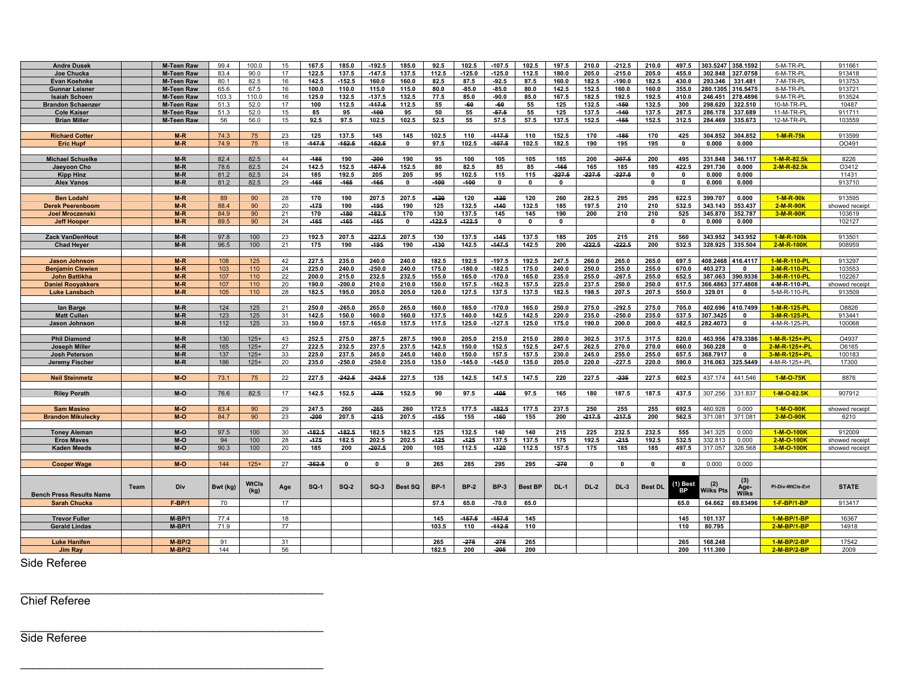| Name | Team | Div | Bwt (kg) | WtCls (kg) | Age | SQ-1 | SQ-2 | SQ-3 | Best SQ | BP-1 | BP-2 | BP-3 | Best BP | DL-1 | DL-2 | DL-3 | Best DL | Total | Wilks Pts | Age-Wilks | Pl-Div-WtCls-Evt | STATE |
|---|---|---|---|---|---|---|---|---|---|---|---|---|---|---|---|---|---|---|---|---|---|---|
| Andre Dusek | | M-Teen Raw | 99.4 | 100.0 | 15 | 167.5 | 185.0 | -192.5 | 185.0 | 92.5 | 102.5 | -107.5 | 102.5 | 197.5 | 210.0 | -212.5 | 210.0 | 497.5 | 303.5247 | 358.1592 | 5-M-TR-PL | 911661 |
| Joe Chucka | | M-Teen Raw | 83.4 | 90.0 | 17 | 122.5 | 137.5 | -147.5 | 137.5 | 112.5 | -125.0 | -125.0 | 112.5 | 180.0 | 205.0 | -215.0 | 205.0 | 455.0 | 302.848 | 327.0758 | 6-M-TR-PL | 913418 |
| Evan Koehnke | | M-Teen Raw | 80.1 | 82.5 | 16 | 142.5 | -152.5 | 160.0 | 160.0 | 82.5 | 87.5 | -92.5 | 87.5 | 160.0 | 182.5 | -190.0 | 182.5 | 430.0 | 293.346 | 331.481 | 7-M-TR-PL | 913753 |
| Gunnar Leisner | | M-Teen Raw | 65.6 | 67.5 | 16 | 100.0 | 110.0 | 115.0 | 115.0 | 80.0 | -85.0 | -85.0 | 80.0 | 142.5 | 152.5 | 160.0 | 160.0 | 355.0 | 280.1305 | 316.5475 | 8-M-TR-PL | 913721 |
| Isaiah Schoen | | M-Teen Raw | 103.3 | 110.0 | 16 | 125.0 | 132.5 | -137.5 | 132.5 | 77.5 | 85.0 | -90.0 | 85.0 | 167.5 | 182.5 | 192.5 | 192.5 | 410.0 | 246.451 | 278.4896 | 9-M-TR-PL | 913524 |
| Brandon Schaenzer | | M-Teen Raw | 51.3 | 52.0 | 17 | 100 | 112.5 | -117.5 | 112.5 | 55 | -60 | -60 | 55 | 125 | 132.5 | -150 | 132.5 | 300 | 298.620 | 322.510 | 10-M-TR-PL | 10487 |
| Cole Kaiser | | M-Teen Raw | 51.3 | 52.0 | 15 | 85 | 95 | -100 | 95 | 50 | 55 | -57.5 | 55 | 125 | 137.5 | -140 | 137.5 | 287.5 | 286.178 | 337.689 | 11-M-TR-PL | 911711 |
| Brian Miller | | M-Teen Raw | 56 | 56.0 | 15 | 92.5 | 97.5 | 102.5 | 102.5 | 52.5 | 55 | 57.5 | 57.5 | 137.5 | 152.5 | -155 | 152.5 | 312.5 | 284.469 | 335.673 | 12-M-TR-PL | 103559 |
| Richard Cotter | | M-R | 74.3 | 75 | 23 | 125 | 137.5 | 145 | 145 | 102.5 | 110 | -117.5 | 110 | 152.5 | 170 | -185 | 170 | 425 | 304.852 | 304.852 | 1-M-R-75k | 913599 |
| Eric Hupf | | M-R | 74.9 | 75 | 18 | -147.5 | -152.5 | -152.5 | 0 | 97.5 | 102.5 | -107.5 | 102.5 | 182.5 | 190 | 195 | 195 | 0 | 0.000 | 0.000 | | OO491 |
| Michael Schuelke | | M-R | 82.4 | 82.5 | 44 | -185 | 190 | -200 | 190 | 95 | 100 | 105 | 105 | 185 | 200 | -207.5 | 200 | 495 | 331.848 | 346.117 | 1-M-R-82.5k | 8226 |
| Jaeyoon Cho | | M-R | 78.6 | 82.5 | 24 | 142.5 | 152.5 | -157.5 | 152.5 | 80 | 82.5 | 85 | 85 | -165 | 165 | 185 | 185 | 422.5 | 291.736 | 0.000 | 2-M-R-82.5k | O3412 |
| Kipp Hinz | | M-R | 81.2 | 82.5 | 24 | 185 | 192.5 | 205 | 205 | 95 | 102.5 | 115 | 115 | -227.5 | -227.5 | -227.5 | 0 | 0 | 0.000 | 0.000 | | 11431 |
| Alex Vanos | | M-R | 81.2 | 82.5 | 29 | -165 | -165 | -165 | 0 | -100 | -100 | 0 | 0 | 0 | | | 0 | 0 | 0.000 | 0.000 | | 913710 |
| Ben Lodahl | | M-R | 89 | 90 | 28 | 170 | 190 | 207.5 | 207.5 | -120 | 120 | -130 | 120 | 260 | 282.5 | 295 | 295 | 622.5 | 399.707 | 0.000 | 1-M-R-90k | 913595 |
| Derek Peerenboom | | M-R | 88.4 | 90 | 20 | -175 | 190 | -195 | 190 | 125 | 132.5 | -140 | 132.5 | 185 | 197.5 | 210 | 210 | 532.5 | 343.143 | 353.437 | 2-M-R-90K | showed receipt |
| Joel Mroczenski | | M-R | 84.9 | 90 | 21 | 170 | -180 | -182.5 | 170 | 130 | 137.5 | 145 | 145 | 190 | 200 | 210 | 210 | 525 | 345.870 | 352.787 | 3-M-R-90K | 103619 |
| Jeff Hooper | | M-R | 89.5 | 90 | 24 | -165 | -165 | -165 | 0 | -122.5 | -122.5 | 0 | 0 | 0 | | | 0 | 0 | 0.000 | 0.000 | | 102127 |
| Zack VanDenHout | | M-R | 97.8 | 100 | 23 | 192.5 | 207.5 | -227.5 | 207.5 | 130 | 137.5 | -145 | 137.5 | 185 | 205 | 215 | 215 | 560 | 343.952 | 343.952 | 1-M-R-100k | 913501 |
| Chad Heyer | | M-R | 96.5 | 100 | 21 | 175 | 190 | -195 | 190 | -130 | 142.5 | -147.5 | 142.5 | 200 | -222.5 | -222.5 | 200 | 532.5 | 328.925 | 335.504 | 2-M-R-100K | 908959 |
| Jason Johnson | | M-R | 108 | 125 | 42 | 227.5 | 235.0 | 240.0 | 240.0 | 182.5 | 192.5 | -197.5 | 192.5 | 247.5 | 260.0 | 265.0 | 265.0 | 697.5 | 408.2468 | 416.4117 | 1-M-R-110-PL | 913297 |
| Benjamin Clewien | | M-R | 103 | 110 | 24 | 225.0 | 240.0 | -250.0 | 240.0 | 175.0 | -180.0 | -182.5 | 175.0 | 240.0 | 250.0 | 255.0 | 255.0 | 670.0 | 403.273 | 0 | 2-M-R-110-PL | 103553 |
| John Battikha | | M-R | 107 | 110 | 22 | 200.0 | 215.0 | 232.5 | 232.5 | 155.0 | 165.0 | -170.0 | 165.0 | 235.0 | 255.0 | -267.5 | 255.0 | 652.5 | 387.063 | 390.9336 | 3-M-R-110-PL | 102267 |
| Daniel Rooyakkers | | M-R | 107 | 110 | 20 | 190.0 | -200.0 | 210.0 | 210.0 | 150.0 | 157.5 | -162.5 | 157.5 | 225.0 | 237.5 | 250.0 | 250.0 | 617.5 | 366.4863 | 377.4808 | 4-M-R-110-PL | showed receipt |
| Luke Lansbach | | M-R | 105 | 110 | 28 | 182.5 | 195.0 | 205.0 | 205.0 | 120.0 | 127.5 | 137.5 | 137.5 | 182.5 | 198.5 | 207.5 | 207.5 | 550.0 | 329.01 | 0 | 5-M-R-110-PL | 913509 |
| Ian Barge | | M-R | 124 | 125 | 21 | 250.0 | -265.0 | 265.0 | 265.0 | 160.0 | 165.0 | -170.0 | 165.0 | 250.0 | 275.0 | -292.5 | 275.0 | 705.0 | 402.696 | 410.7499 | 1-M-R-125-PL | O8826 |
| Matt Cullen | | M-R | 123 | 125 | 31 | 142.5 | 150.0 | 160.0 | 160.0 | 137.5 | 140.0 | 142.5 | 142.5 | 220.0 | 235.0 | -250.0 | 235.0 | 537.5 | 307.3425 | 0 | 3-M-R-125-PL | 913441 |
| Jason Johnson | | M-R | 112 | 125 | 33 | 150.0 | 157.5 | -165.0 | 157.5 | 117.5 | 125.0 | -127.5 | 125.0 | 175.0 | 190.0 | 200.0 | 200.0 | 482.5 | 282.4073 | 0 | 4-M-R-125-PL | 100068 |
| Phil Diamond | | M-R | 130 | 125+ | 43 | 252.5 | 275.0 | 287.5 | 287.5 | 190.0 | 205.0 | 215.0 | 215.0 | 280.0 | 302.5 | 317.5 | 317.5 | 820.0 | 463.956 | 478.3386 | 1-M-R-125+-PL | O4937 |
| Joseph Miller | | M-R | 165 | 125+ | 27 | 222.5 | 232.5 | 237.5 | 237.5 | 142.5 | 150.0 | 152.5 | 152.5 | 247.5 | 262.5 | 270.0 | 270.0 | 660.0 | 360.228 | 0 | 2-M-R-125+-PL | O6165 |
| Josh Peterson | | M-R | 137 | 125+ | 33 | 225.0 | 237.5 | 245.0 | 245.0 | 140.0 | 150.0 | 157.5 | 157.5 | 230.0 | 245.0 | 255.0 | 255.0 | 657.5 | 368.7917 | 0 | 3-M-R-125+-PL | 100183 |
| Jeremy Fischer | | M-R | 186 | 125+ | 20 | 235.0 | -250.0 | -250.0 | 235.0 | 135.0 | -145.0 | -145.0 | 135.0 | 205.0 | 220.0 | -227.5 | 220.0 | 590.0 | 316.063 | 325.5449 | 4-M-R-125+-PL | 17300 |
| Neil Steinmetz | | M-O | 73.1 | 75 | 22 | 227.5 | -242.5 | -242.5 | 227.5 | 135 | 142.5 | 147.5 | 147.5 | 220 | 227.5 | -235 | 227.5 | 602.5 | 437.174 | 441.546 | 1-M-O-75K | 8876 |
| Riley Porath | | M-O | 76.6 | 82.5 | 17 | 142.5 | 152.5 | -175 | 152.5 | 90 | 97.5 | -105 | 97.5 | 165 | 180 | 187.5 | 187.5 | 437.5 | 307.256 | 331.837 | 1-M-O-82.5K | 907912 |
| Sam Masino | | M-O | 83.4 | 90 | 29 | 247.5 | 260 | -265 | 260 | 172.5 | 177.5 | -182.5 | 177.5 | 237.5 | 250 | 255 | 255 | 692.5 | 460.928 | 0.000 | 1-M-O-90K | showed receipt |
| Brandon Mikulecky | | M-O | 84.7 | 90 | 23 | -200 | 207.5 | -215 | 207.5 | -155 | 155 | -160 | 155 | 200 | -217.5 | -217.5 | 200 | 562.5 | 371.081 | 371.081 | 2-M-O-90K | 6210 |
| Toney Aleman | | M-O | 97.5 | 100 | 30 | -182.5 | -182.5 | 182.5 | 182.5 | 125 | 132.5 | 140 | 140 | 215 | 225 | 232.5 | 232.5 | 555 | 341.325 | 0.000 | 1-M-O-100K | 912009 |
| Eros Maves | | M-O | 94 | 100 | 28 | -175 | 182.5 | 202.5 | 202.5 | -125 | -125 | 137.5 | 137.5 | 175 | 192.5 | -215 | 192.5 | 532.5 | 332.813 | 0.000 | 2-M-O-100K | showed receipt |
| Kaden Meeds | | M-O | 90.3 | 100 | 20 | 185 | 200 | -207.5 | 200 | 105 | 112.5 | -120 | 112.5 | 157.5 | 175 | 185 | 185 | 497.5 | 317.057 | 326.568 | 3-M-O-100K | showed receipt |
| Cooper Wage | | M-O | 144 | 125+ | 27 | -352.5 | 0 | 0 | 0 | 265 | 285 | 295 | 295 | -270 | 0 | 0 | 0 | 0 | 0.000 | 0.000 | | |

| Bench Press Results Name | Team | Div | Bwt (kg) | WtCls (kg) | Age | SQ-1 | SQ-2 | SQ-3 | Best SQ | BP-1 | BP-2 | BP-3 | Best BP | DL-1 | DL-2 | DL-3 | Best DL | (1) Best BP | (2) Wilks Pts | (3) Age-Wilks | Pl-Div-WtCls-Evt | STATE |
|---|---|---|---|---|---|---|---|---|---|---|---|---|---|---|---|---|---|---|---|---|---|---|
| Sarah Chucka | | F-BP/1 | 70 | | 17 | | | | | 57.5 | 65.0 | -70.0 | 65.0 | | | | | 65.0 | 64.662 | 69.83496 | 1-F-BP/1-BP | 913417 |
| Trevor Fuller | | M-BP/1 | 77.4 | | 18 | | | | | 145 | -157.5 | -157.5 | 145 | | | | | 145 | 101.137 | | 1-M-BP/1-BP | 16367 |
| Gerald Lindas | | M-BP/1 | 71.9 | | 77 | | | | | 103.5 | 110 | -112.5 | 110 | | | | | 110 | 80.795 | | 2-M-BP/1-BP | 14918 |
| Luke Hanifen | | M-BP/2 | 91 | | 31 | | | | | 265 | -275 | -275 | 265 | | | | | 265 | 168.248 | | 1-M-BP/2-BP | 17542 |
| Jim Ray | | M-BP/2 | 144 | | 56 | | | | | 182.5 | 200 | -205 | 200 | | | | | 200 | 111.300 | | 2-M-BP/2-BP | 2009 |

Side Referee

______________________________________________

Chief Referee

______________________________________________

Side Referee

______________________________________________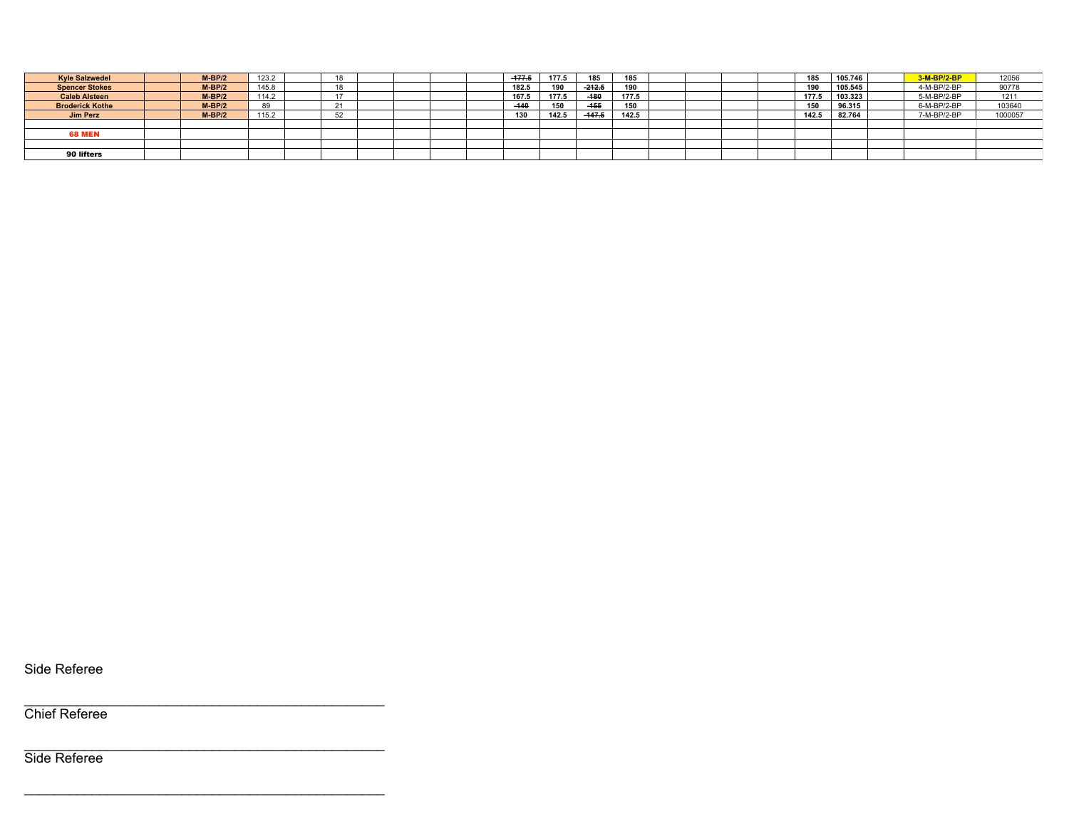| | | | | | | | | | | | | | | | | | | | | | | |
|---|---|---|---|---|---|---|---|---|---|---|---|---|---|---|---|---|---|---|---|---|---|---|
| **Kyle Salzwedel** | | **M-BP/2** | 123.2 | | 18 | | | | | ~~177.5~~ | 177.5 | 185 | 185 | | | | | 185 | 105.746 | | **3-M-BP/2-BP** | 12056 |
| **Spencer Stokes** | | **M-BP/2** | 145.8 | | 18 | | | | | 182.5 | 190 | ~~212.5~~ | 190 | | | | | 190 | 105.545 | | 4-M-BP/2-BP | 90778 |
| **Caleb Alsteen** | | **M-BP/2** | 114.2 | | 17 | | | | | 167.5 | 177.5 | ~~180~~ | 177.5 | | | | | 177.5 | 103.323 | | 5-M-BP/2-BP | 1211 |
| **Broderick Kothe** | | **M-BP/2** | 89 | | 21 | | | | | ~~140~~ | 150 | ~~155~~ | 150 | | | | | 150 | 96.315 | | 6-M-BP/2-BP | 103640 |
| **Jim Perz** | | **M-BP/2** | 115.2 | | 52 | | | | | 130 | 142.5 | ~~147.5~~ | 142.5 | | | | | 142.5 | 82.764 | | 7-M-BP/2-BP | 1000057 |
| | | | | | | | | | | | | | | | | | | | | | | |
| **68 MEN** | | | | | | | | | | | | | | | | | | | | | | |
| | | | | | | | | | | | | | | | | | | | | | | |
| **90 lifters** | | | | | | | | | | | | | | | | | | | | | | |

Side Referee

\_\_\_\_\_\_\_\_\_\_\_\_\_\_\_\_\_\_\_\_\_\_\_\_\_\_\_\_\_\_\_\_\_\_\_\_\_\_\_\_\_\_\_\_

Chief Referee

\_\_\_\_\_\_\_\_\_\_\_\_\_\_\_\_\_\_\_\_\_\_\_\_\_\_\_\_\_\_\_\_\_\_\_\_\_\_\_\_\_\_\_\_

Side Referee

\_\_\_\_\_\_\_\_\_\_\_\_\_\_\_\_\_\_\_\_\_\_\_\_\_\_\_\_\_\_\_\_\_\_\_\_\_\_\_\_\_\_\_\_